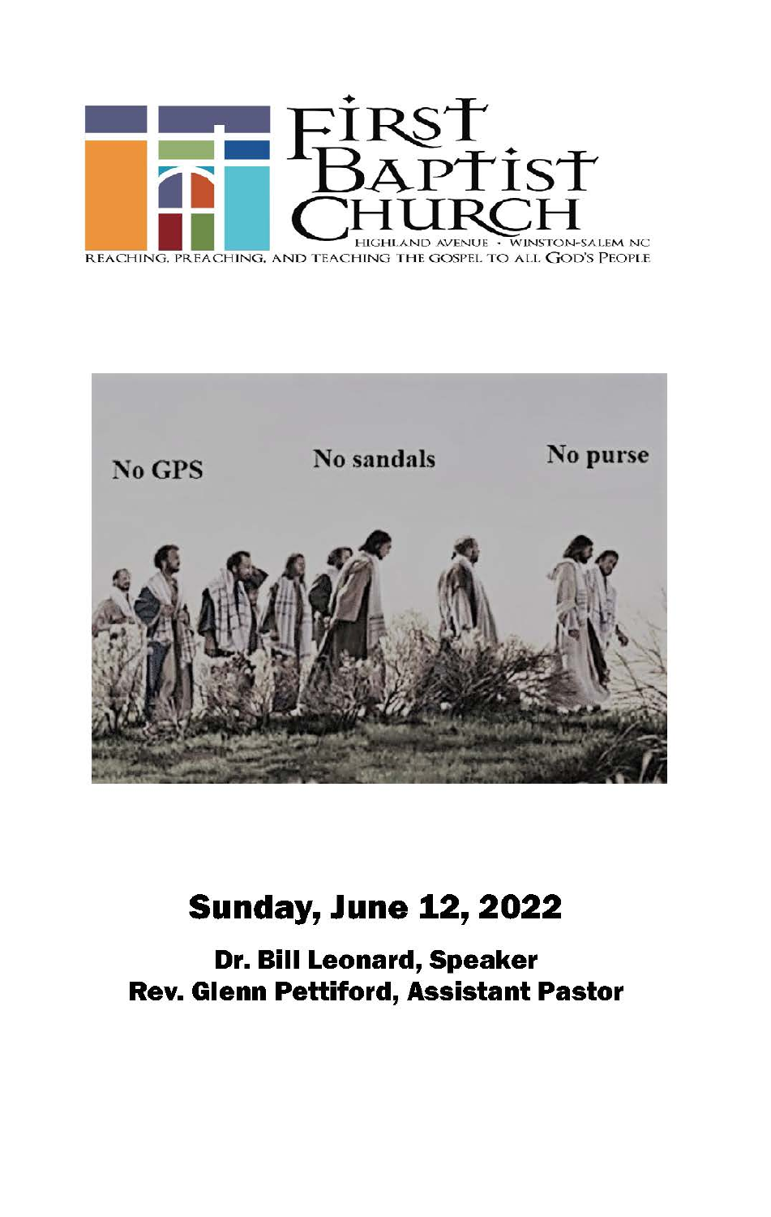# First Baptist Church

Highland Avenue · Winston-Salem NC

Reaching, Preaching, and Teaching the Gospel to All God's People

No GPS No sandals No purse

## Sunday, June 12, 2022

**Dr. Bill Leonard, Speaker**

**Rev. Glenn Pettiford, Assistant Pastor**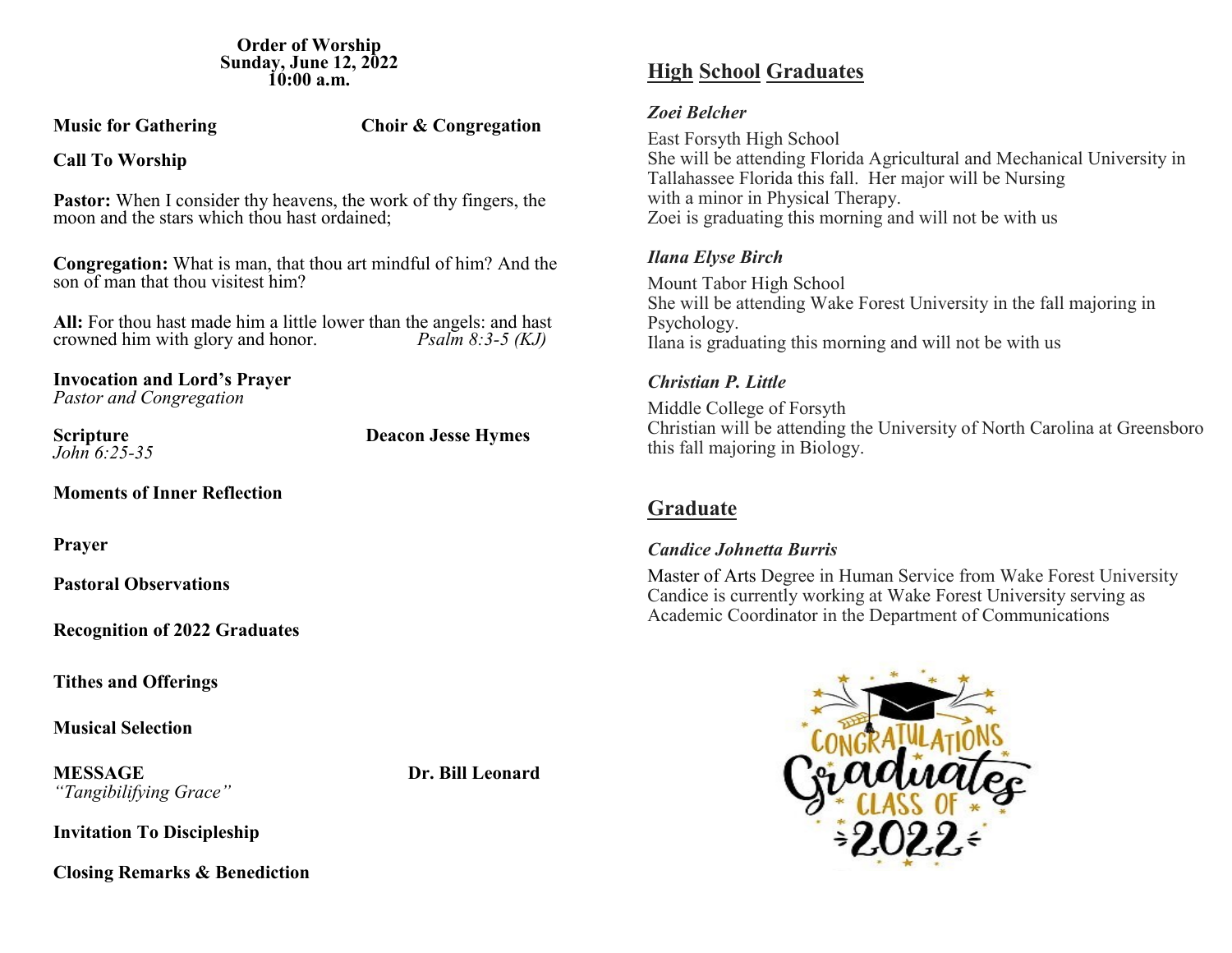**Order of Worship**
**Sunday, June 12, 2022**
**10:00 a.m.**

**Music for Gathering** **Choir & Congregation**

**Call To Worship**

**Pastor:** When I consider thy heavens, the work of thy fingers, the moon and the stars which thou hast ordained;

**Congregation:** What is man, that thou art mindful of him? And the son of man that thou visitest him?

**All:** For thou hast made him a little lower than the angels: and hast crowned him with glory and honor. *Psalm 8:3-5 (KJ)*

**Invocation and Lord's Prayer**
*Pastor and Congregation*

**Scripture** **Deacon Jesse Hymes**
*John 6:25-35*

**Moments of Inner Reflection**

**Prayer**

**Pastoral Observations**

**Recognition of 2022 Graduates**

**Tithes and Offerings**

**Musical Selection**

**MESSAGE** **Dr. Bill Leonard**
*"Tangibilifying Grace"*

**Invitation To Discipleship**

**Closing Remarks & Benediction**

## High School Graduates

***Zoei Belcher***

East Forsyth High School
She will be attending Florida Agricultural and Mechanical University in Tallahassee Florida this fall. Her major will be Nursing with a minor in Physical Therapy.
Zoei is graduating this morning and will not be with us

***Ilana Elyse Birch***

Mount Tabor High School
She will be attending Wake Forest University in the fall majoring in Psychology.
Ilana is graduating this morning and will not be with us

***Christian P. Little***

Middle College of Forsyth
Christian will be attending the University of North Carolina at Greensboro this fall majoring in Biology.

## Graduate

***Candice Johnetta Burris***

Master of Arts Degree in Human Service from Wake Forest University
Candice is currently working at Wake Forest University serving as Academic Coordinator in the Department of Communications

CONGRATULATIONS Graduates CLASS OF 2022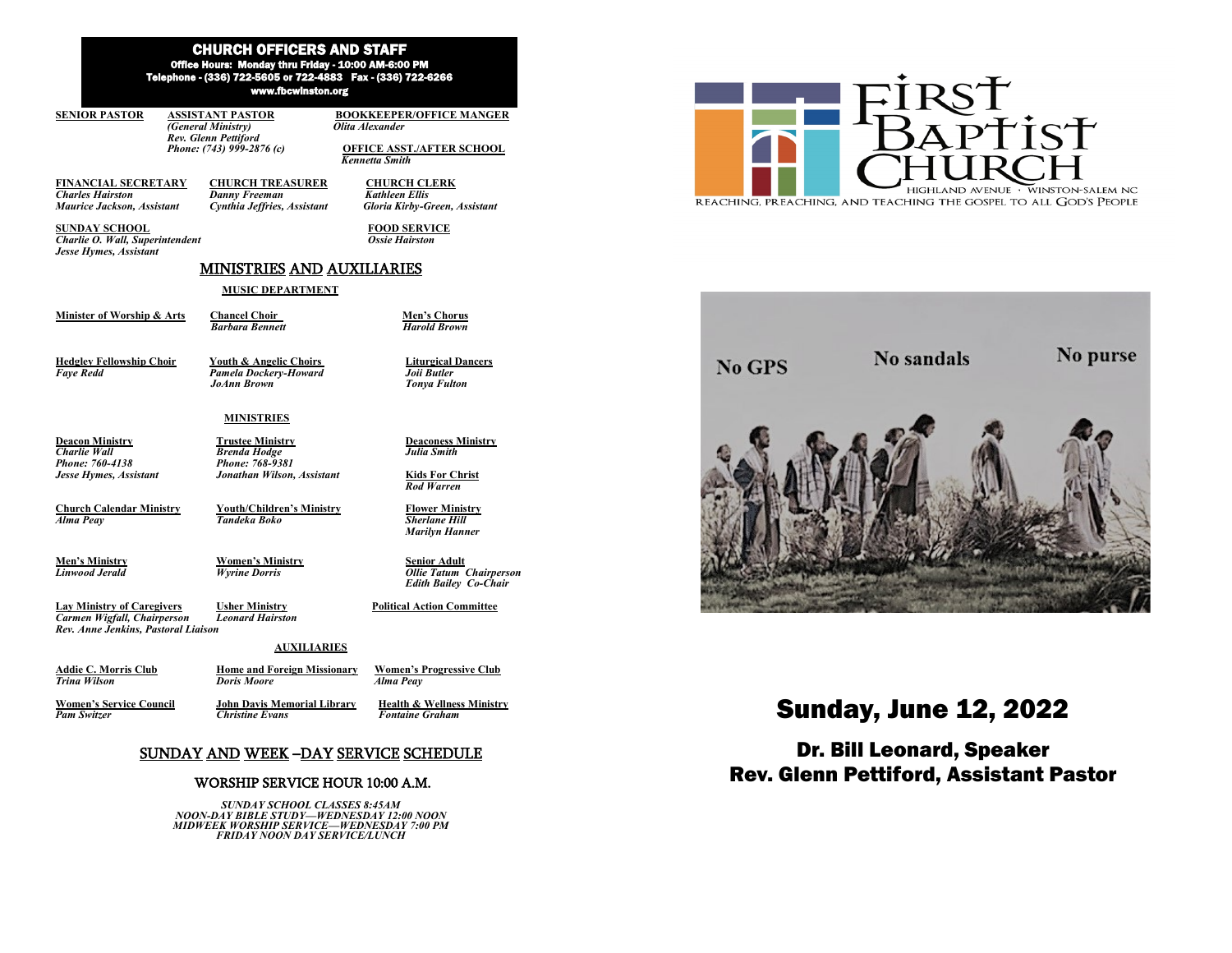# CHURCH OFFICERS AND STAFF

**Office Hours: Monday thru Friday - 10:00 AM-6:00 PM**
**Telephone - (336) 722-5605 or 722-4883 Fax - (336) 722-6266**
**www.fbcwinston.org**

**SENIOR PASTOR**

**ASSISTANT PASTOR**
*(General Ministry)*
*Rev. Glenn Pettiford*
*Phone: (743) 999-2876 (c)*

**BOOKKEEPER/OFFICE MANGER**
*Olita Alexander*

**OFFICE ASST./AFTER SCHOOL**
*Kennetta Smith*

**FINANCIAL SECRETARY**
*Charles Hairston*
*Maurice Jackson, Assistant*

**CHURCH TREASURER**
*Danny Freeman*
*Cynthia Jeffries, Assistant*

**CHURCH CLERK**
*Kathleen Ellis*
*Gloria Kirby-Green, Assistant*

**SUNDAY SCHOOL**
*Charlie O. Wall, Superintendent*
*Jesse Hymes, Assistant*

**FOOD SERVICE**
*Ossie Hairston*

## MINISTRIES AND AUXILIARIES

### MUSIC DEPARTMENT

**Minister of Worship & Arts**

**Chancel Choir**
*Barbara Bennett*

**Men's Chorus**
*Harold Brown*

**Hedgley Fellowship Choir**
*Faye Redd*

**Youth & Angelic Choirs**
*Pamela Dockery-Howard*
*JoAnn Brown*

**Liturgical Dancers**
*Joii Butler*
*Tonya Fulton*

### MINISTRIES

**Deacon Ministry**
*Charlie Wall*
*Phone: 760-4138*
*Jesse Hymes, Assistant*

**Trustee Ministry**
*Brenda Hodge*
*Phone: 768-9381*
*Jonathan Wilson, Assistant*

**Deaconess Ministry**
*Julia Smith*

**Kids For Christ**
*Rod Warren*

**Church Calendar Ministry**
*Alma Peay*

**Youth/Children's Ministry**
*Tandeka Boko*

**Flower Ministry**
*Sherlane Hill*
*Marilyn Hanner*

**Men's Ministry**
*Linwood Jerald*

**Women's Ministry**
*Wyrine Dorris*

**Senior Adult**
*Ollie Tatum Chairperson*
*Edith Bailey Co-Chair*

**Lay Ministry of Caregivers**
*Carmen Wigfall, Chairperson*
*Rev. Anne Jenkins, Pastoral Liaison*

**Usher Ministry**
*Leonard Hairston*

**Political Action Committee**

### AUXILIARIES

**Addie C. Morris Club**
*Trina Wilson*

**Home and Foreign Missionary**
*Doris Moore*

**Women's Progressive Club**
*Alma Peay*

**Women's Service Council**
*Pam Switzer*

**John Davis Memorial Library**
*Christine Evans*

**Health & Wellness Ministry**
*Fontaine Graham*

## SUNDAY AND WEEK –DAY SERVICE SCHEDULE

### WORSHIP SERVICE HOUR 10:00 A.M.

*SUNDAY SCHOOL CLASSES 8:45AM*
*NOON-DAY BIBLE STUDY—WEDNESDAY 12:00 NOON*
*MIDWEEK WORSHIP SERVICE—WEDNESDAY 7:00 PM*
*FRIDAY NOON DAY SERVICE/LUNCH*

---

# First Baptist Church

HIGHLAND AVENUE · WINSTON-SALEM NC

REACHING, PREACHING, AND TEACHING THE GOSPEL TO ALL GOD'S PEOPLE

No GPS No sandals No purse

# Sunday, June 12, 2022

## Dr. Bill Leonard, Speaker
## Rev. Glenn Pettiford, Assistant Pastor